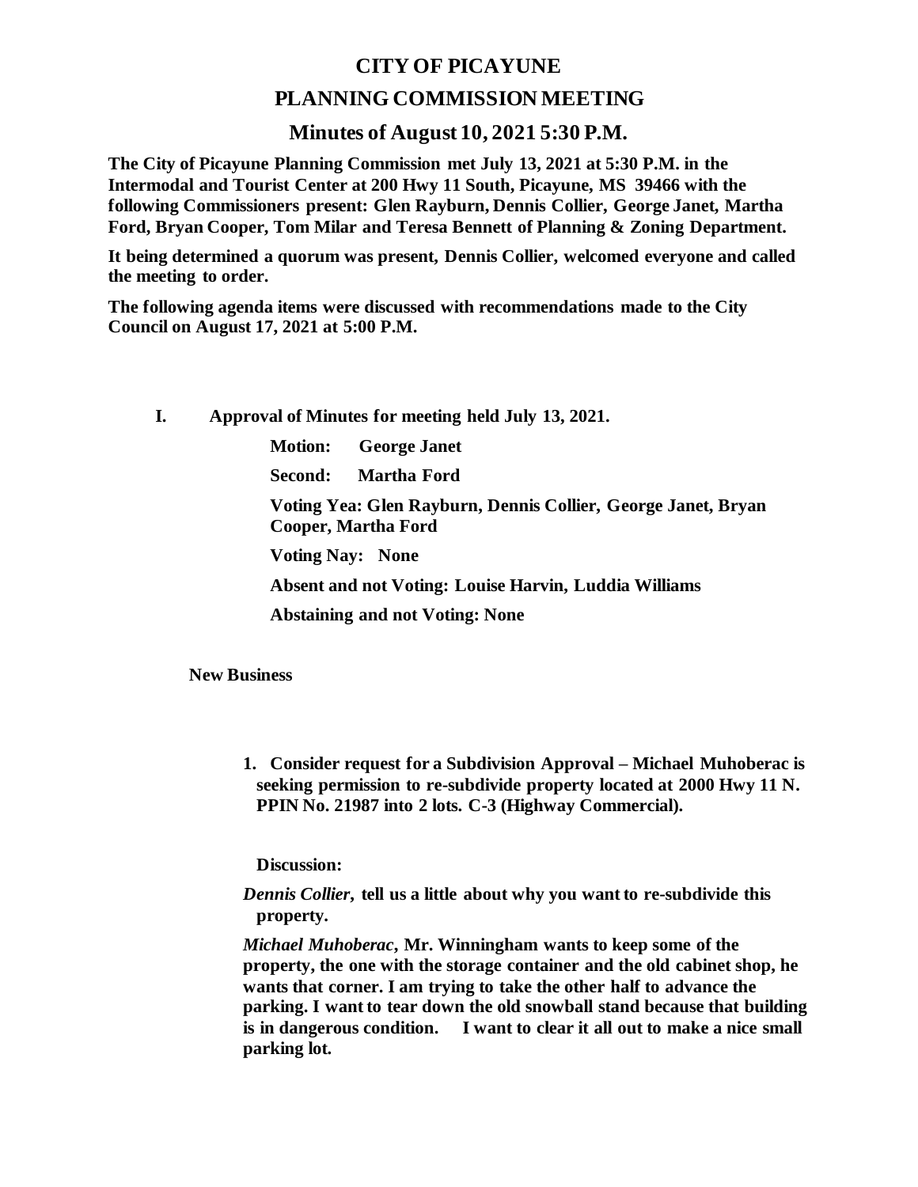# CITY OF PICAYUNE

## PLANNING COMMISSION MEETING

## Minutes of August 10, 2021 5:30 P.M.

**The City of Picayune Planning Commission met July 13, 2021 at 5:30 P.M. in the Intermodal and Tourist Center at 200 Hwy 11 South, Picayune, MS 39466 with the following Commissioners present: Glen Rayburn, Dennis Collier, George Janet, Martha Ford, Bryan Cooper, Tom Milar and Teresa Bennett of Planning & Zoning Department.**

**It being determined a quorum was present, Dennis Collier, welcomed everyone and called the meeting to order.**

**The following agenda items were discussed with recommendations made to the City Council on August 17, 2021 at 5:00 P.M.**

**I. Approval of Minutes for meeting held July 13, 2021.**

**Motion:** **George Janet**

**Second:** **Martha Ford**

**Voting Yea: Glen Rayburn, Dennis Collier, George Janet, Bryan Cooper, Martha Ford**

**Voting Nay: None**

**Absent and not Voting: Louise Harvin, Luddia Williams**

**Abstaining and not Voting: None**

**New Business**

1. **Consider request for a Subdivision Approval – Michael Muhoberac is seeking permission to re-subdivide property located at 2000 Hwy 11 N. PPIN No. 21987 into 2 lots. C-3 (Highway Commercial).**

**Discussion:**

***Dennis Collier*, tell us a little about why you want to re-subdivide this property.**

***Michael Muhoberac*, Mr. Winningham wants to keep some of the property, the one with the storage container and the old cabinet shop, he wants that corner. I am trying to take the other half to advance the parking. I want to tear down the old snowball stand because that building is in dangerous condition. I want to clear it all out to make a nice small parking lot.**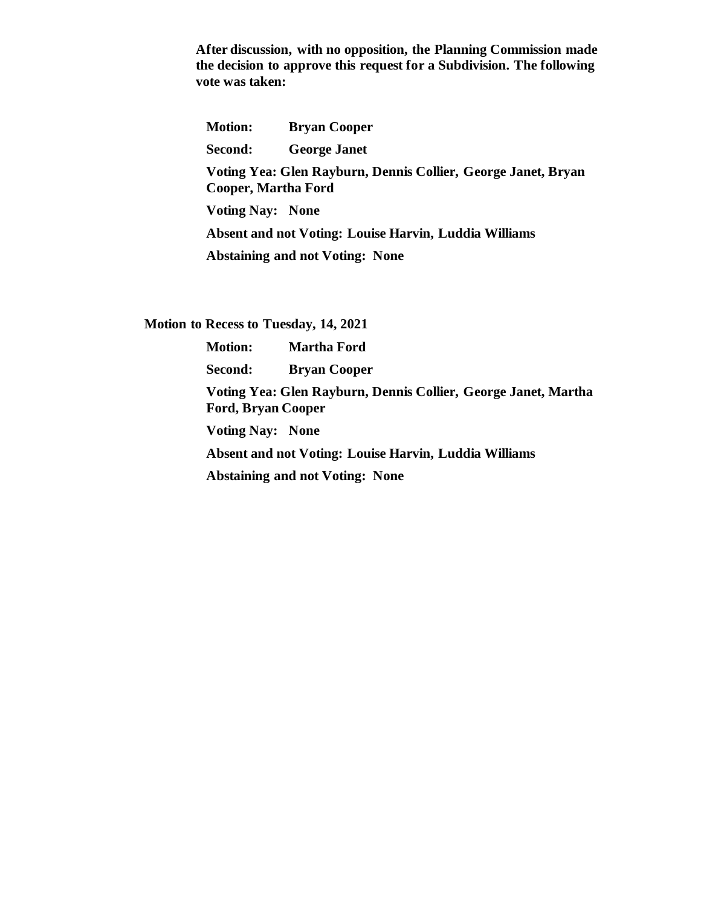**After discussion, with no opposition, the Planning Commission made the decision to approve this request for a Subdivision. The following vote was taken:**

**Motion:** **Bryan Cooper**

**Second:** **George Janet**

**Voting Yea: Glen Rayburn, Dennis Collier, George Janet, Bryan Cooper, Martha Ford**

**Voting Nay: None**

**Absent and not Voting: Louise Harvin, Luddia Williams**

**Abstaining and not Voting: None**

**Motion to Recess to Tuesday, 14, 2021**

**Motion:** **Martha Ford**

**Second:** **Bryan Cooper**

**Voting Yea: Glen Rayburn, Dennis Collier, George Janet, Martha Ford, Bryan Cooper**

**Voting Nay: None**

**Absent and not Voting: Louise Harvin, Luddia Williams**

**Abstaining and not Voting: None**